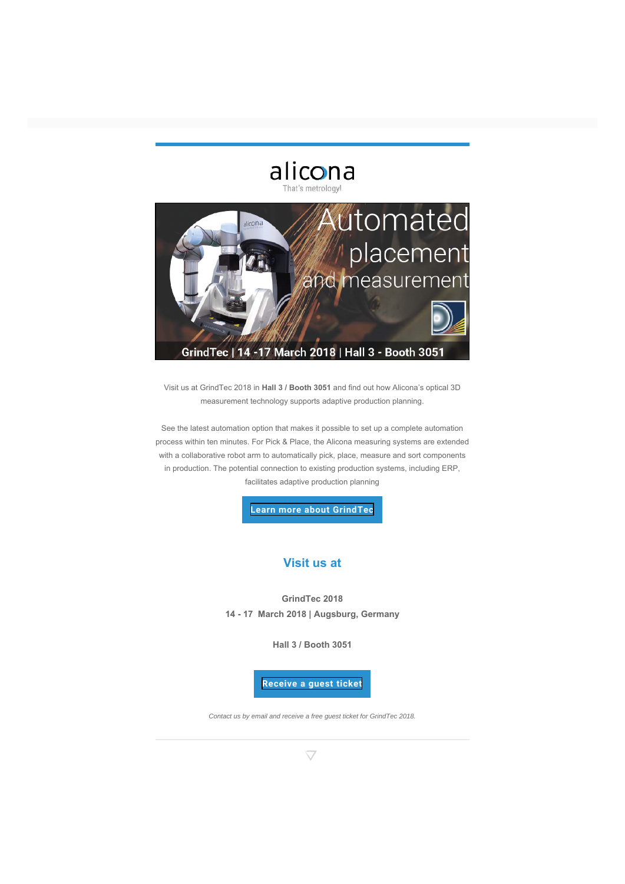alicona

That's metrology!

Automated placement and measurement

GrindTec | 14 -17 March 2018 | Hall 3 - Booth 3051

Visit us at GrindTec 2018 in **Hall 3 / Booth 3051** and find out how Alicona's optical 3D measurement technology supports adaptive production planning.

See the latest automation option that makes it possible to set up a complete automation process within ten minutes. For Pick & Place, the Alicona measuring systems are extended with a collaborative robot arm to automatically pick, place, measure and sort components in production. The potential connection to existing production systems, including ERP, facilitates adaptive production planning

**Learn more about GrindTec**

## Visit us at

**GrindTec 2018**
**14 - 17 March 2018 | Augsburg, Germany**

**Hall 3 / Booth 3051**

**Receive a guest ticket**

*Contact us by email and receive a free guest ticket for GrindTec 2018.*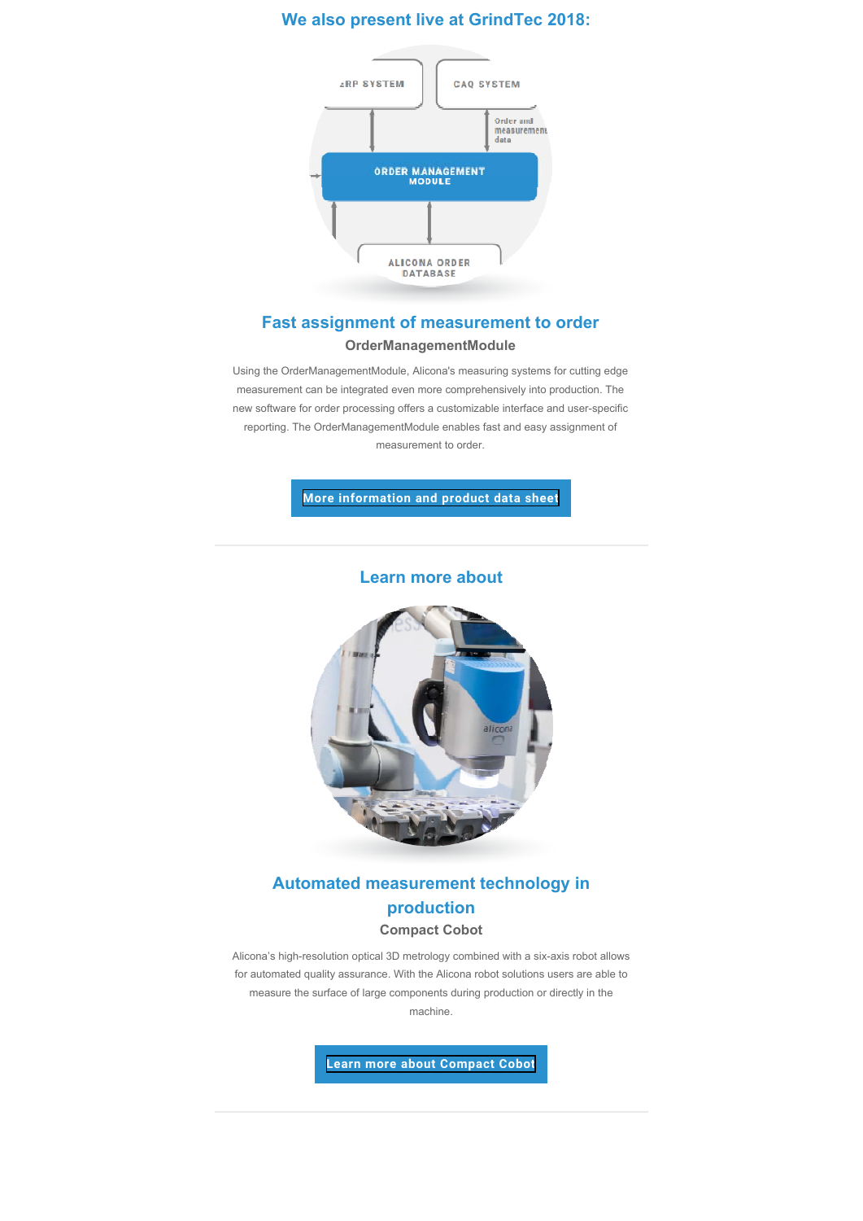## We also present live at GrindTec 2018:

### Fast assignment of measurement to order

**OrderManagementModule**

Using the OrderManagementModule, Alicona's measuring systems for cutting edge measurement can be integrated even more comprehensively into production. The new software for order processing offers a customizable interface and user-specific reporting. The OrderManagementModule enables fast and easy assignment of measurement to order.

More information and product data sheet

---

## Learn more about

### Automated measurement technology in production

**Compact Cobot**

Alicona's high-resolution optical 3D metrology combined with a six-axis robot allows for automated quality assurance. With the Alicona robot solutions users are able to measure the surface of large components during production or directly in the machine.

Learn more about Compact Cobot

---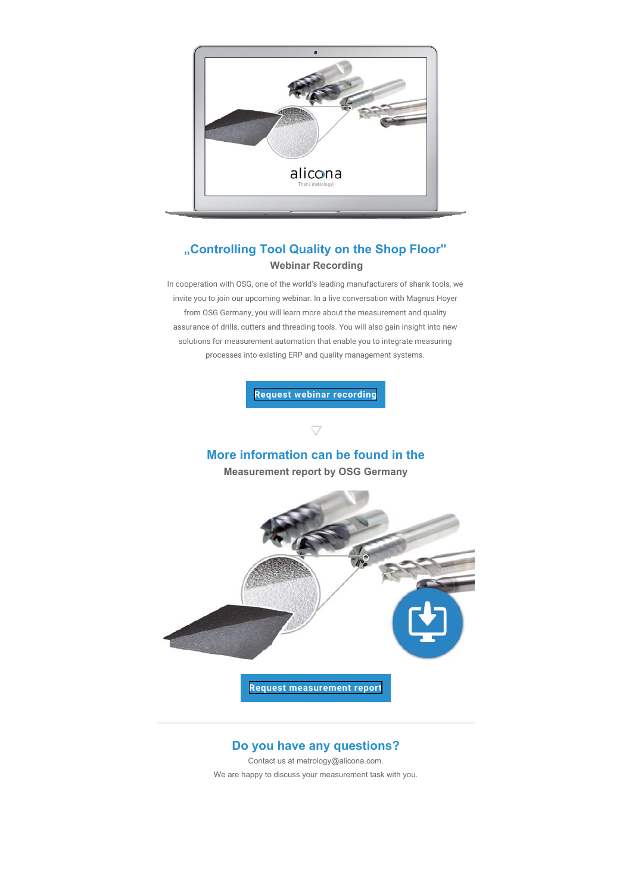## „Controlling Tool Quality on the Shop Floor"

**Webinar Recording**

In cooperation with OSG, one of the world's leading manufacturers of shank tools, we invite you to join our upcoming webinar. In a live conversation with Magnus Hoyer from OSG Germany, you will learn more about the measurement and quality assurance of drills, cutters and threading tools. You will also gain insight into new solutions for measurement automation that enable you to integrate measuring processes into existing ERP and quality management systems.

**Request webinar recording**

## More information can be found in the

**Measurement report by OSG Germany**

**Request measurement report**

---

## Do you have any questions?

Contact us at metrology@alicona.com.

We are happy to discuss your measurement task with you.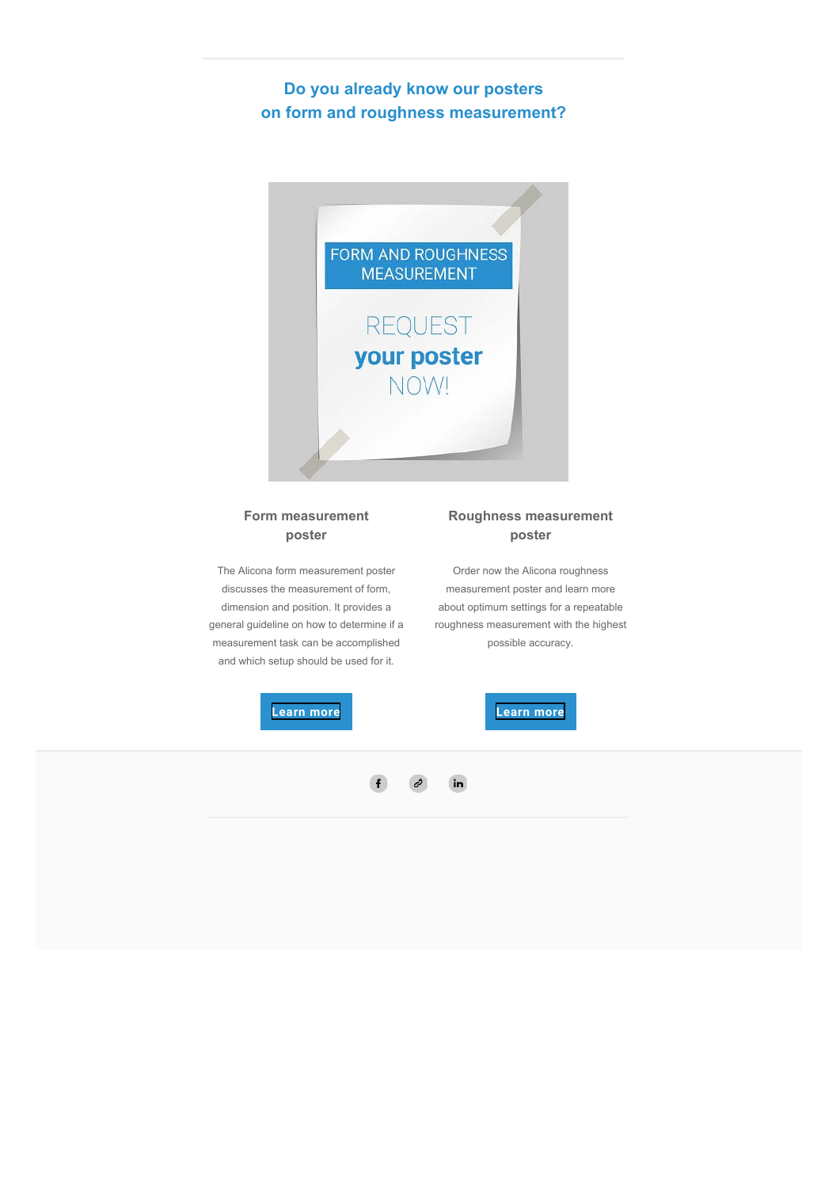## Do you already know our posters on form and roughness measurement?

FORM AND ROUGHNESS MEASUREMENT

REQUEST **your poster** NOW!

### Form measurement poster

The Alicona form measurement poster discusses the measurement of form, dimension and position. It provides a general guideline on how to determine if a measurement task can be accomplished and which setup should be used for it.

Learn more

### Roughness measurement poster

Order now the Alicona roughness measurement poster and learn more about optimum settings for a repeatable roughness measurement with the highest possible accuracy.

Learn more